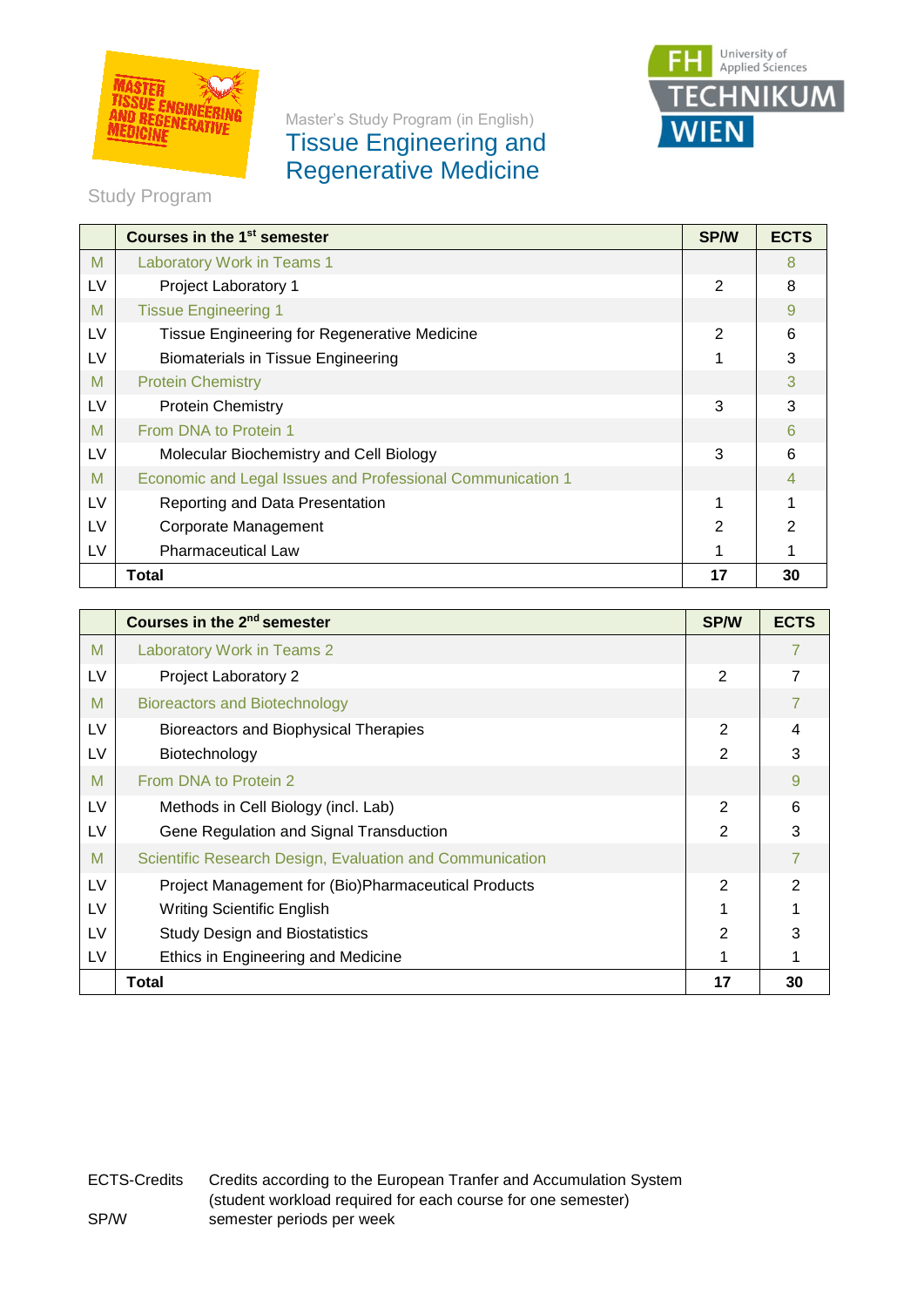Master's Study Program (in English)

# Tissue Engineering and Regenerative Medicine

Study Program

| | Courses in the 1st semester | SP/W | ECTS |
|---|---|---|---|
| M | Laboratory Work in Teams 1 | | 8 |
| LV | Project Laboratory 1 | 2 | 8 |
| M | Tissue Engineering 1 | | 9 |
| LV | Tissue Engineering for Regenerative Medicine | 2 | 6 |
| LV | Biomaterials in Tissue Engineering | 1 | 3 |
| M | Protein Chemistry | | 3 |
| LV | Protein Chemistry | 3 | 3 |
| M | From DNA to Protein 1 | | 6 |
| LV | Molecular Biochemistry and Cell Biology | 3 | 6 |
| M | Economic and Legal Issues and Professional Communication 1 | | 4 |
| LV | Reporting and Data Presentation | 1 | 1 |
| LV | Corporate Management | 2 | 2 |
| LV | Pharmaceutical Law | 1 | 1 |
| | **Total** | **17** | **30** |

| | Courses in the 2nd semester | SP/W | ECTS |
|---|---|---|---|
| M | Laboratory Work in Teams 2 | | 7 |
| LV | Project Laboratory 2 | 2 | 7 |
| M | Bioreactors and Biotechnology | | 7 |
| LV | Bioreactors and Biophysical Therapies | 2 | 4 |
| LV | Biotechnology | 2 | 3 |
| M | From DNA to Protein 2 | | 9 |
| LV | Methods in Cell Biology (incl. Lab) | 2 | 6 |
| LV | Gene Regulation and Signal Transduction | 2 | 3 |
| M | Scientific Research Design, Evaluation and Communication | | 7 |
| LV | Project Management for (Bio)Pharmaceutical Products | 2 | 2 |
| LV | Writing Scientific English | 1 | 1 |
| LV | Study Design and Biostatistics | 2 | 3 |
| LV | Ethics in Engineering and Medicine | 1 | 1 |
| | **Total** | **17** | **30** |

ECTS-Credits: Credits according to the European Tranfer and Accumulation System (student workload required for each course for one semester)

SP/W: semester periods per week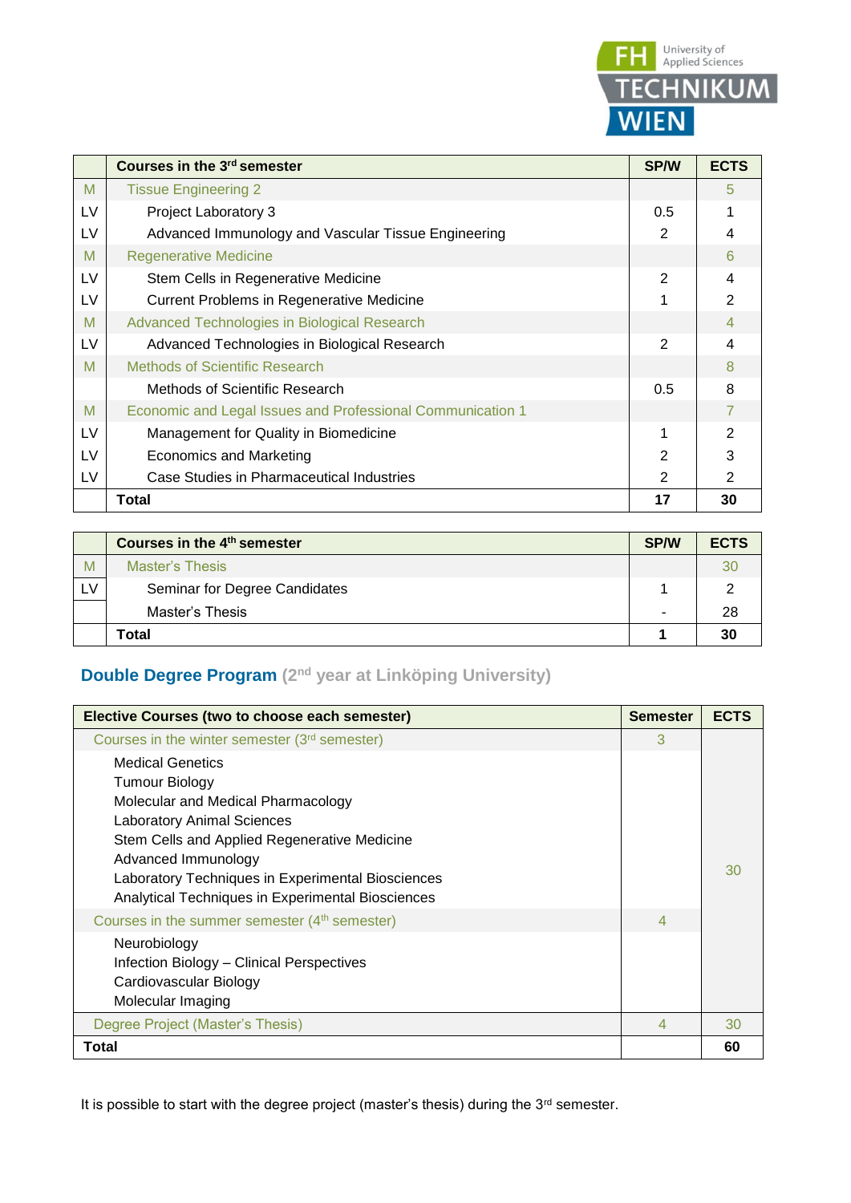| | Courses in the 3rd semester | SP/W | ECTS |
|---|---|---|---|
| M | Tissue Engineering 2 | | 5 |
| LV | Project Laboratory 3 | 0.5 | 1 |
| LV | Advanced Immunology and Vascular Tissue Engineering | 2 | 4 |
| M | Regenerative Medicine | | 6 |
| LV | Stem Cells in Regenerative Medicine | 2 | 4 |
| LV | Current Problems in Regenerative Medicine | 1 | 2 |
| M | Advanced Technologies in Biological Research | | 4 |
| LV | Advanced Technologies in Biological Research | 2 | 4 |
| M | Methods of Scientific Research | | 8 |
| | Methods of Scientific Research | 0.5 | 8 |
| M | Economic and Legal Issues and Professional Communication 1 | | 7 |
| LV | Management for Quality in Biomedicine | 1 | 2 |
| LV | Economics and Marketing | 2 | 3 |
| LV | Case Studies in Pharmaceutical Industries | 2 | 2 |
| | **Total** | **17** | **30** |

| | Courses in the 4th semester | SP/W | ECTS |
|---|---|---|---|
| M | Master's Thesis | | 30 |
| LV | Seminar for Degree Candidates | 1 | 2 |
| | Master's Thesis | - | 28 |
| | **Total** | **1** | **30** |

## Double Degree Program (2nd year at Linköping University)

| Elective Courses (two to choose each semester) | Semester | ECTS |
|---|---|---|
| Courses in the winter semester (3rd semester) | 3 | 30 |
| Medical Genetics<br>Tumour Biology<br>Molecular and Medical Pharmacology<br>Laboratory Animal Sciences<br>Stem Cells and Applied Regenerative Medicine<br>Advanced Immunology<br>Laboratory Techniques in Experimental Biosciences<br>Analytical Techniques in Experimental Biosciences | | |
| Courses in the summer semester (4th semester) | 4 | |
| Neurobiology<br>Infection Biology – Clinical Perspectives<br>Cardiovascular Biology<br>Molecular Imaging | | |
| Degree Project (Master's Thesis) | 4 | 30 |
| **Total** | | **60** |

It is possible to start with the degree project (master's thesis) during the 3rd semester.